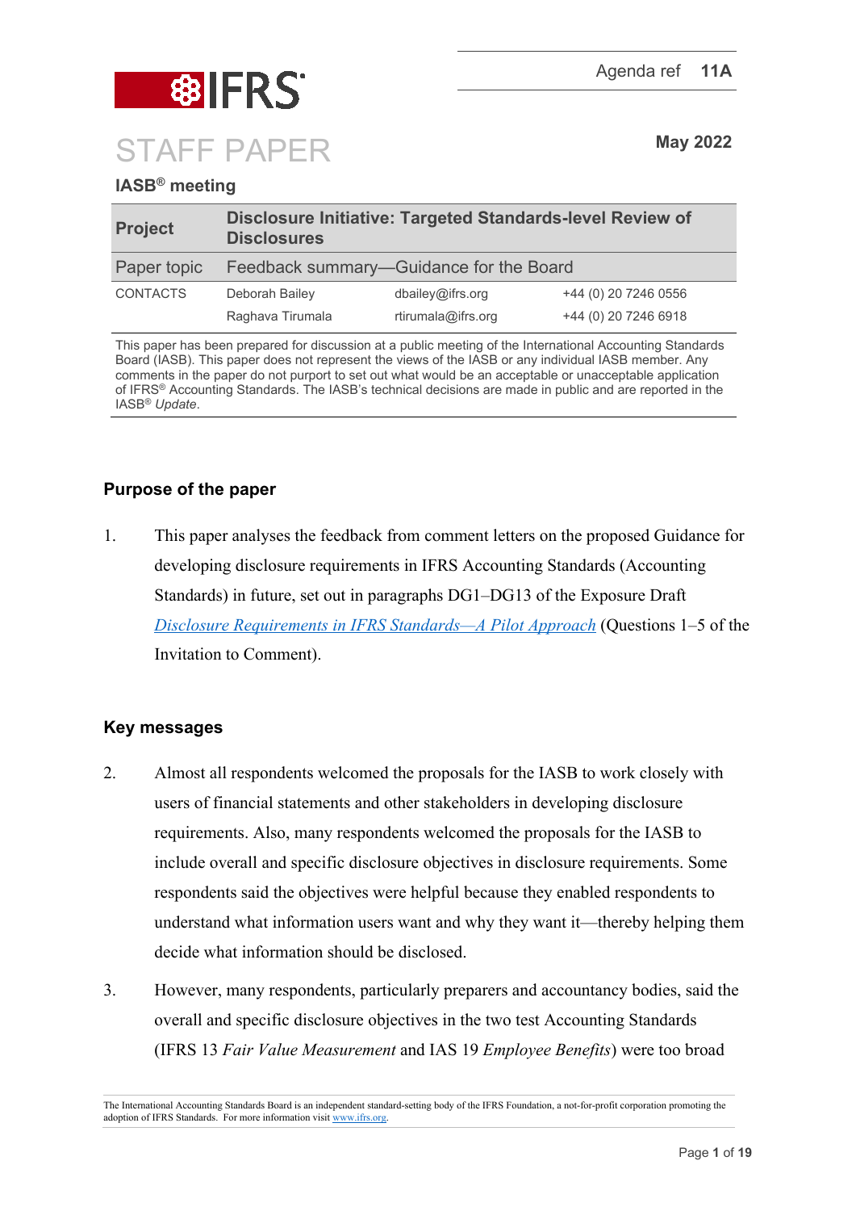IFRS

Agenda ref **11A**

# STAFF PAPER

**May 2022**

**IASB® meeting**

| **Project** | **Disclosure Initiative: Targeted Standards-level Review of Disclosures** | | |
|---|---|---|---|
| Paper topic | Feedback summary—Guidance for the Board | | |
| CONTACTS | Deborah Bailey | dbailey@ifrs.org | +44 (0) 20 7246 0556 |
| | Raghava Tirumala | rtirumala@ifrs.org | +44 (0) 20 7246 6918 |

This paper has been prepared for discussion at a public meeting of the International Accounting Standards Board (IASB). This paper does not represent the views of the IASB or any individual IASB member. Any comments in the paper do not purport to set out what would be an acceptable or unacceptable application of IFRS® Accounting Standards. The IASB's technical decisions are made in public and are reported in the IASB® *Update*.

## Purpose of the paper

1. This paper analyses the feedback from comment letters on the proposed Guidance for developing disclosure requirements in IFRS Accounting Standards (Accounting Standards) in future, set out in paragraphs DG1–DG13 of the Exposure Draft *Disclosure Requirements in IFRS Standards—A Pilot Approach* (Questions 1–5 of the Invitation to Comment).

## Key messages

2. Almost all respondents welcomed the proposals for the IASB to work closely with users of financial statements and other stakeholders in developing disclosure requirements. Also, many respondents welcomed the proposals for the IASB to include overall and specific disclosure objectives in disclosure requirements. Some respondents said the objectives were helpful because they enabled respondents to understand what information users want and why they want it—thereby helping them decide what information should be disclosed.

3. However, many respondents, particularly preparers and accountancy bodies, said the overall and specific disclosure objectives in the two test Accounting Standards (IFRS 13 *Fair Value Measurement* and IAS 19 *Employee Benefits*) were too broad

The International Accounting Standards Board is an independent standard-setting body of the IFRS Foundation, a not-for-profit corporation promoting the adoption of IFRS Standards. For more information visit www.ifrs.org.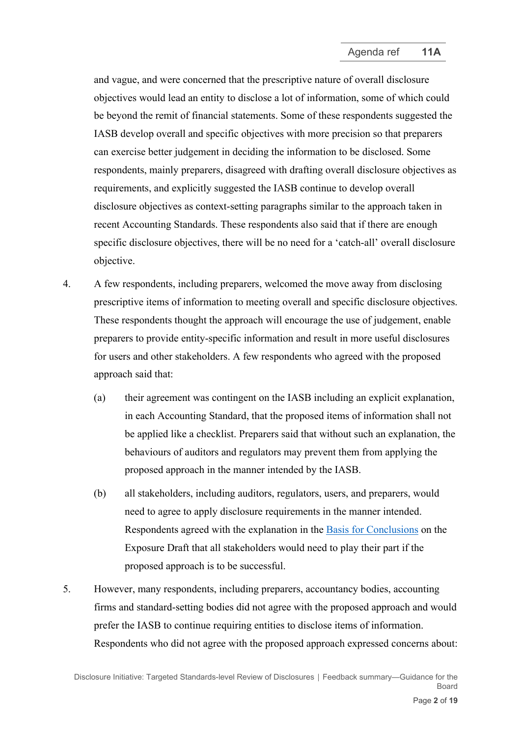and vague, and were concerned that the prescriptive nature of overall disclosure objectives would lead an entity to disclose a lot of information, some of which could be beyond the remit of financial statements. Some of these respondents suggested the IASB develop overall and specific objectives with more precision so that preparers can exercise better judgement in deciding the information to be disclosed. Some respondents, mainly preparers, disagreed with drafting overall disclosure objectives as requirements, and explicitly suggested the IASB continue to develop overall disclosure objectives as context-setting paragraphs similar to the approach taken in recent Accounting Standards. These respondents also said that if there are enough specific disclosure objectives, there will be no need for a 'catch-all' overall disclosure objective.

4. A few respondents, including preparers, welcomed the move away from disclosing prescriptive items of information to meeting overall and specific disclosure objectives. These respondents thought the approach will encourage the use of judgement, enable preparers to provide entity-specific information and result in more useful disclosures for users and other stakeholders. A few respondents who agreed with the proposed approach said that:

   (a) their agreement was contingent on the IASB including an explicit explanation, in each Accounting Standard, that the proposed items of information shall not be applied like a checklist. Preparers said that without such an explanation, the behaviours of auditors and regulators may prevent them from applying the proposed approach in the manner intended by the IASB.

   (b) all stakeholders, including auditors, regulators, users, and preparers, would need to agree to apply disclosure requirements in the manner intended. Respondents agreed with the explanation in the Basis for Conclusions on the Exposure Draft that all stakeholders would need to play their part if the proposed approach is to be successful.

5. However, many respondents, including preparers, accountancy bodies, accounting firms and standard-setting bodies did not agree with the proposed approach and would prefer the IASB to continue requiring entities to disclose items of information. Respondents who did not agree with the proposed approach expressed concerns about: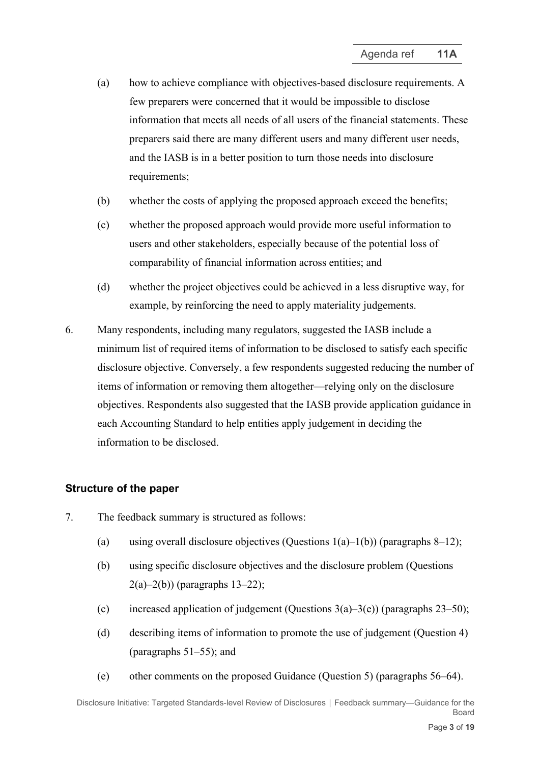(a) how to achieve compliance with objectives-based disclosure requirements. A few preparers were concerned that it would be impossible to disclose information that meets all needs of all users of the financial statements. These preparers said there are many different users and many different user needs, and the IASB is in a better position to turn those needs into disclosure requirements;

(b) whether the costs of applying the proposed approach exceed the benefits;

(c) whether the proposed approach would provide more useful information to users and other stakeholders, especially because of the potential loss of comparability of financial information across entities; and

(d) whether the project objectives could be achieved in a less disruptive way, for example, by reinforcing the need to apply materiality judgements.

6. Many respondents, including many regulators, suggested the IASB include a minimum list of required items of information to be disclosed to satisfy each specific disclosure objective. Conversely, a few respondents suggested reducing the number of items of information or removing them altogether—relying only on the disclosure objectives. Respondents also suggested that the IASB provide application guidance in each Accounting Standard to help entities apply judgement in deciding the information to be disclosed.

## Structure of the paper

7. The feedback summary is structured as follows:

   (a) using overall disclosure objectives (Questions 1(a)–1(b)) (paragraphs 8–12);

   (b) using specific disclosure objectives and the disclosure problem (Questions 2(a)–2(b)) (paragraphs 13–22);

   (c) increased application of judgement (Questions 3(a)–3(e)) (paragraphs 23–50);

   (d) describing items of information to promote the use of judgement (Question 4) (paragraphs 51–55); and

   (e) other comments on the proposed Guidance (Question 5) (paragraphs 56–64).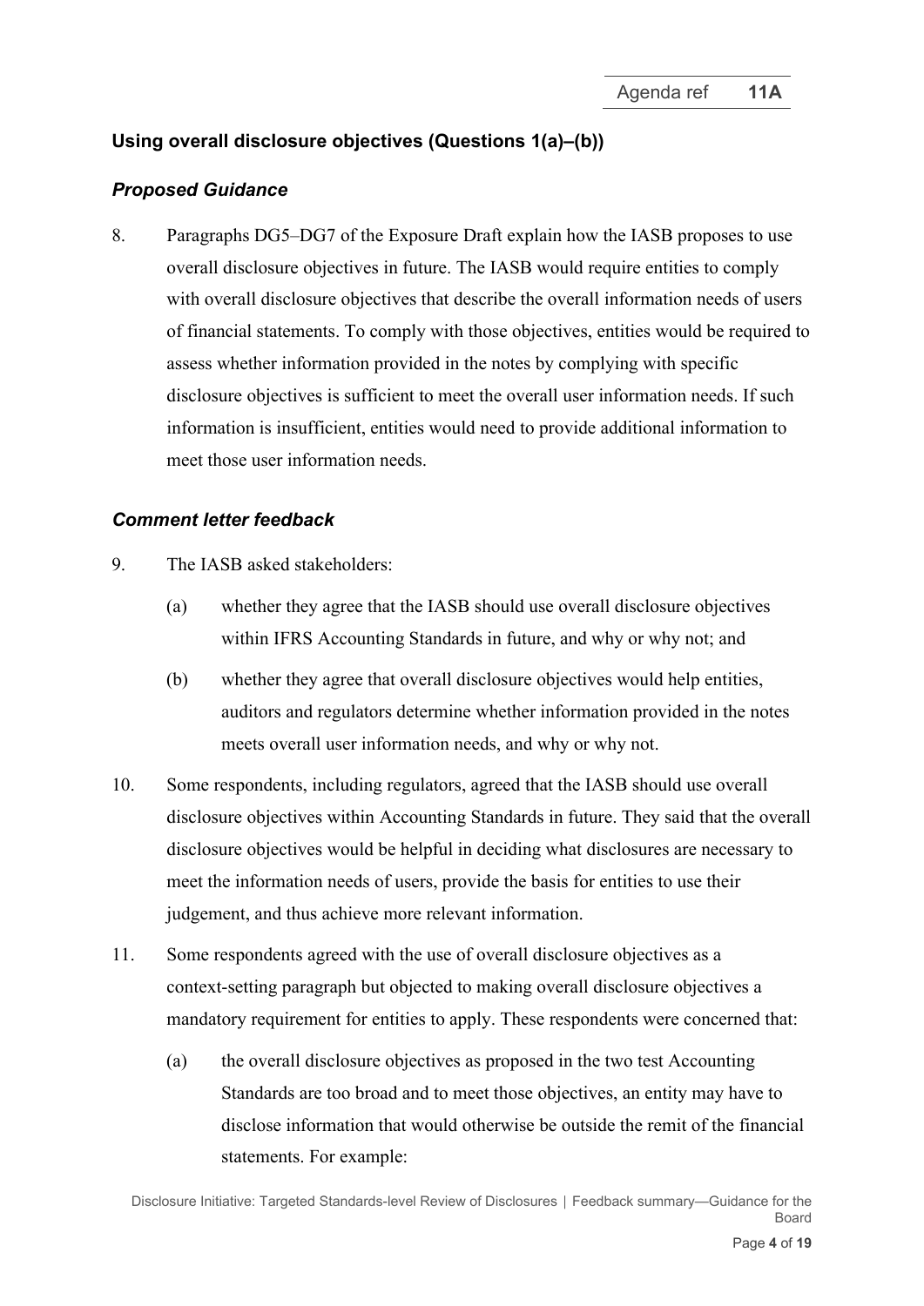## Using overall disclosure objectives (Questions 1(a)–(b))

### *Proposed Guidance*

8. Paragraphs DG5–DG7 of the Exposure Draft explain how the IASB proposes to use overall disclosure objectives in future. The IASB would require entities to comply with overall disclosure objectives that describe the overall information needs of users of financial statements. To comply with those objectives, entities would be required to assess whether information provided in the notes by complying with specific disclosure objectives is sufficient to meet the overall user information needs. If such information is insufficient, entities would need to provide additional information to meet those user information needs.

### *Comment letter feedback*

9. The IASB asked stakeholders:
   - (a) whether they agree that the IASB should use overall disclosure objectives within IFRS Accounting Standards in future, and why or why not; and
   - (b) whether they agree that overall disclosure objectives would help entities, auditors and regulators determine whether information provided in the notes meets overall user information needs, and why or why not.

10. Some respondents, including regulators, agreed that the IASB should use overall disclosure objectives within Accounting Standards in future. They said that the overall disclosure objectives would be helpful in deciding what disclosures are necessary to meet the information needs of users, provide the basis for entities to use their judgement, and thus achieve more relevant information.

11. Some respondents agreed with the use of overall disclosure objectives as a context-setting paragraph but objected to making overall disclosure objectives a mandatory requirement for entities to apply. These respondents were concerned that:
   - (a) the overall disclosure objectives as proposed in the two test Accounting Standards are too broad and to meet those objectives, an entity may have to disclose information that would otherwise be outside the remit of the financial statements. For example: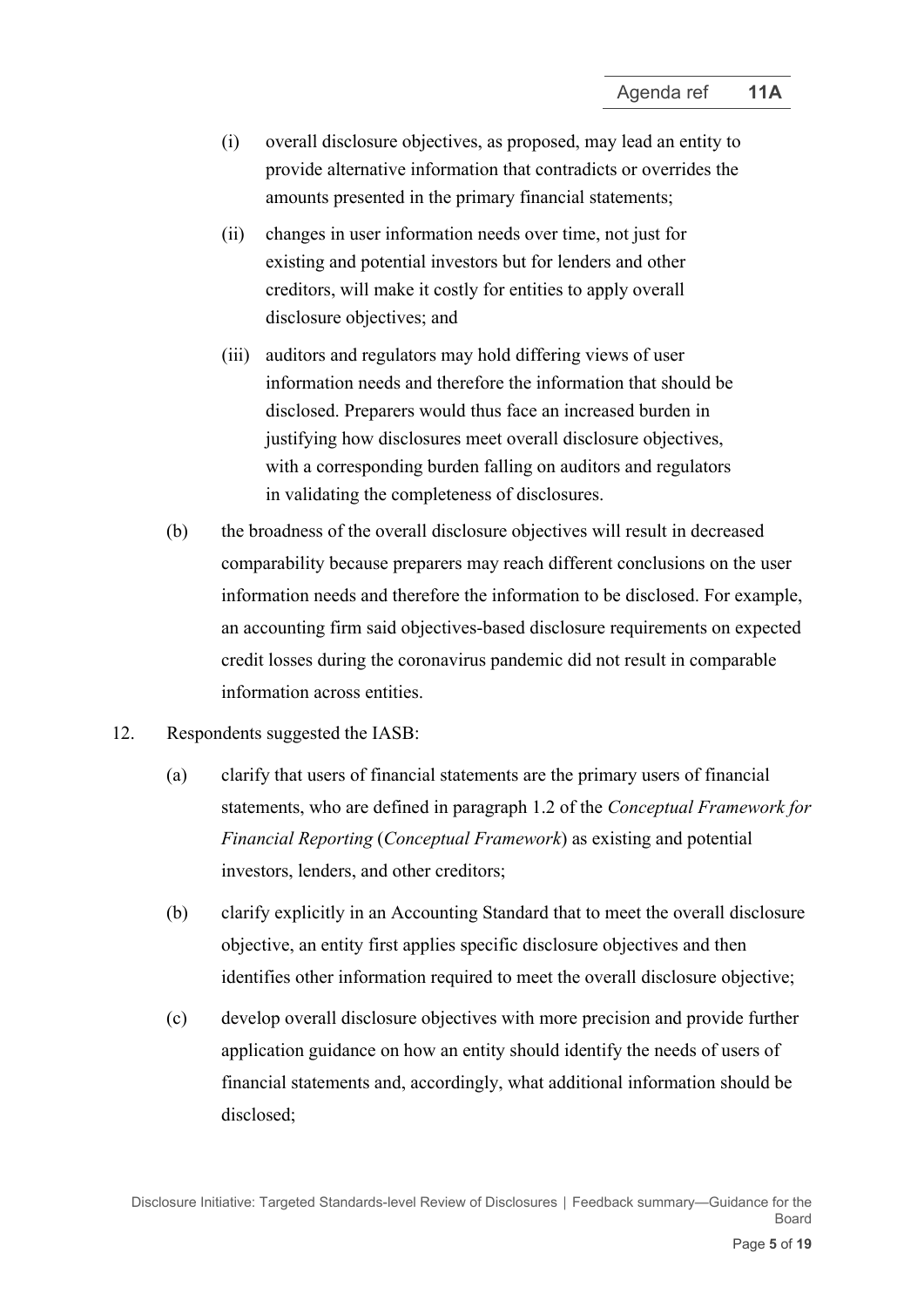(i) overall disclosure objectives, as proposed, may lead an entity to provide alternative information that contradicts or overrides the amounts presented in the primary financial statements;

(ii) changes in user information needs over time, not just for existing and potential investors but for lenders and other creditors, will make it costly for entities to apply overall disclosure objectives; and

(iii) auditors and regulators may hold differing views of user information needs and therefore the information that should be disclosed. Preparers would thus face an increased burden in justifying how disclosures meet overall disclosure objectives, with a corresponding burden falling on auditors and regulators in validating the completeness of disclosures.

(b) the broadness of the overall disclosure objectives will result in decreased comparability because preparers may reach different conclusions on the user information needs and therefore the information to be disclosed. For example, an accounting firm said objectives-based disclosure requirements on expected credit losses during the coronavirus pandemic did not result in comparable information across entities.

12. Respondents suggested the IASB:

(a) clarify that users of financial statements are the primary users of financial statements, who are defined in paragraph 1.2 of the *Conceptual Framework for Financial Reporting* (*Conceptual Framework*) as existing and potential investors, lenders, and other creditors;

(b) clarify explicitly in an Accounting Standard that to meet the overall disclosure objective, an entity first applies specific disclosure objectives and then identifies other information required to meet the overall disclosure objective;

(c) develop overall disclosure objectives with more precision and provide further application guidance on how an entity should identify the needs of users of financial statements and, accordingly, what additional information should be disclosed;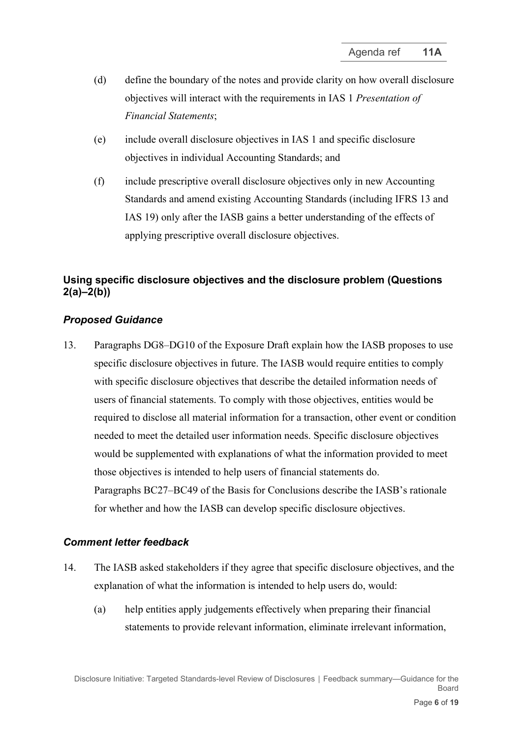(d) define the boundary of the notes and provide clarity on how overall disclosure objectives will interact with the requirements in IAS 1 *Presentation of Financial Statements*;

(e) include overall disclosure objectives in IAS 1 and specific disclosure objectives in individual Accounting Standards; and

(f) include prescriptive overall disclosure objectives only in new Accounting Standards and amend existing Accounting Standards (including IFRS 13 and IAS 19) only after the IASB gains a better understanding of the effects of applying prescriptive overall disclosure objectives.

## Using specific disclosure objectives and the disclosure problem (Questions 2(a)–2(b))

### *Proposed Guidance*

13. Paragraphs DG8–DG10 of the Exposure Draft explain how the IASB proposes to use specific disclosure objectives in future. The IASB would require entities to comply with specific disclosure objectives that describe the detailed information needs of users of financial statements. To comply with those objectives, entities would be required to disclose all material information for a transaction, other event or condition needed to meet the detailed user information needs. Specific disclosure objectives would be supplemented with explanations of what the information provided to meet those objectives is intended to help users of financial statements do. Paragraphs BC27–BC49 of the Basis for Conclusions describe the IASB's rationale for whether and how the IASB can develop specific disclosure objectives.

### *Comment letter feedback*

14. The IASB asked stakeholders if they agree that specific disclosure objectives, and the explanation of what the information is intended to help users do, would:

(a) help entities apply judgements effectively when preparing their financial statements to provide relevant information, eliminate irrelevant information,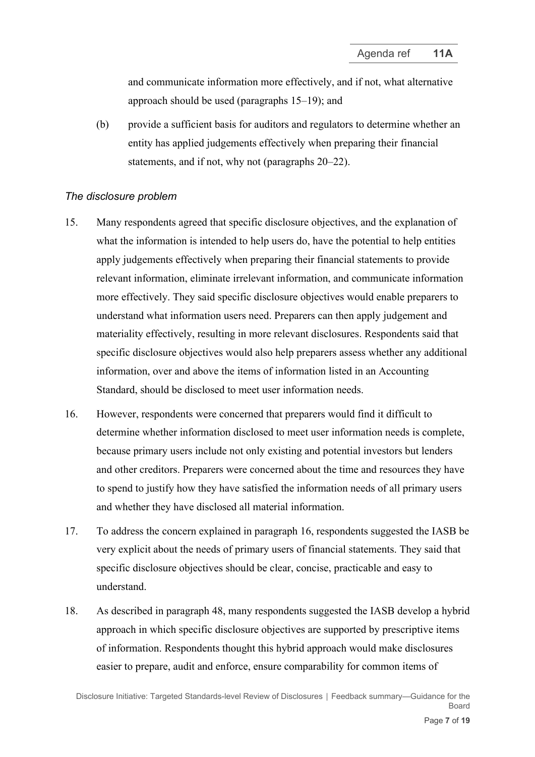and communicate information more effectively, and if not, what alternative approach should be used (paragraphs 15–19); and

(b) provide a sufficient basis for auditors and regulators to determine whether an entity has applied judgements effectively when preparing their financial statements, and if not, why not (paragraphs 20–22).

*The disclosure problem*

15. Many respondents agreed that specific disclosure objectives, and the explanation of what the information is intended to help users do, have the potential to help entities apply judgements effectively when preparing their financial statements to provide relevant information, eliminate irrelevant information, and communicate information more effectively. They said specific disclosure objectives would enable preparers to understand what information users need. Preparers can then apply judgement and materiality effectively, resulting in more relevant disclosures. Respondents said that specific disclosure objectives would also help preparers assess whether any additional information, over and above the items of information listed in an Accounting Standard, should be disclosed to meet user information needs.

16. However, respondents were concerned that preparers would find it difficult to determine whether information disclosed to meet user information needs is complete, because primary users include not only existing and potential investors but lenders and other creditors. Preparers were concerned about the time and resources they have to spend to justify how they have satisfied the information needs of all primary users and whether they have disclosed all material information.

17. To address the concern explained in paragraph 16, respondents suggested the IASB be very explicit about the needs of primary users of financial statements. They said that specific disclosure objectives should be clear, concise, practicable and easy to understand.

18. As described in paragraph 48, many respondents suggested the IASB develop a hybrid approach in which specific disclosure objectives are supported by prescriptive items of information. Respondents thought this hybrid approach would make disclosures easier to prepare, audit and enforce, ensure comparability for common items of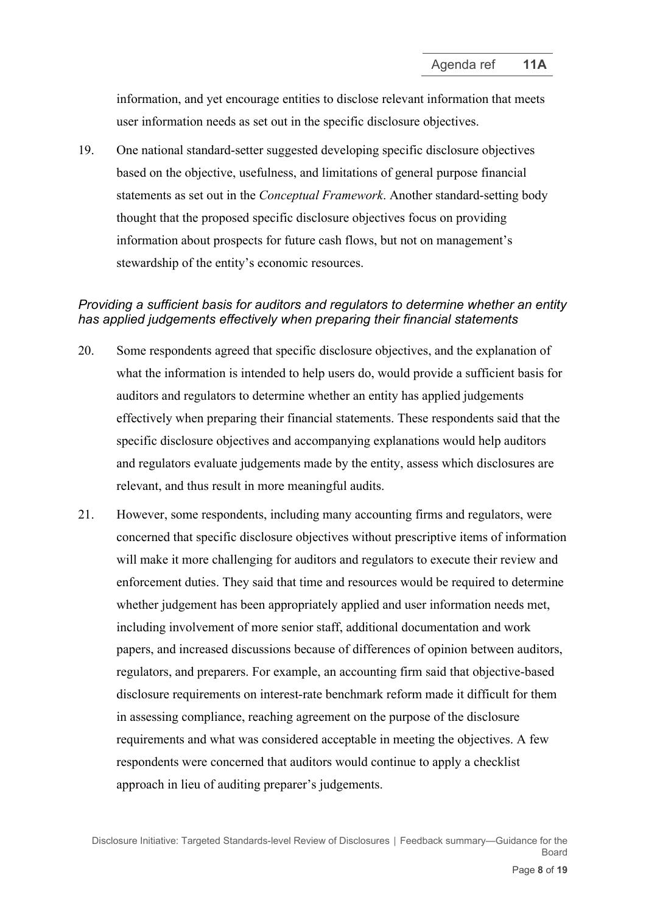information, and yet encourage entities to disclose relevant information that meets user information needs as set out in the specific disclosure objectives.

19. One national standard-setter suggested developing specific disclosure objectives based on the objective, usefulness, and limitations of general purpose financial statements as set out in the *Conceptual Framework*. Another standard-setting body thought that the proposed specific disclosure objectives focus on providing information about prospects for future cash flows, but not on management's stewardship of the entity's economic resources.

*Providing a sufficient basis for auditors and regulators to determine whether an entity has applied judgements effectively when preparing their financial statements*

20. Some respondents agreed that specific disclosure objectives, and the explanation of what the information is intended to help users do, would provide a sufficient basis for auditors and regulators to determine whether an entity has applied judgements effectively when preparing their financial statements. These respondents said that the specific disclosure objectives and accompanying explanations would help auditors and regulators evaluate judgements made by the entity, assess which disclosures are relevant, and thus result in more meaningful audits.

21. However, some respondents, including many accounting firms and regulators, were concerned that specific disclosure objectives without prescriptive items of information will make it more challenging for auditors and regulators to execute their review and enforcement duties. They said that time and resources would be required to determine whether judgement has been appropriately applied and user information needs met, including involvement of more senior staff, additional documentation and work papers, and increased discussions because of differences of opinion between auditors, regulators, and preparers. For example, an accounting firm said that objective-based disclosure requirements on interest-rate benchmark reform made it difficult for them in assessing compliance, reaching agreement on the purpose of the disclosure requirements and what was considered acceptable in meeting the objectives. A few respondents were concerned that auditors would continue to apply a checklist approach in lieu of auditing preparer's judgements.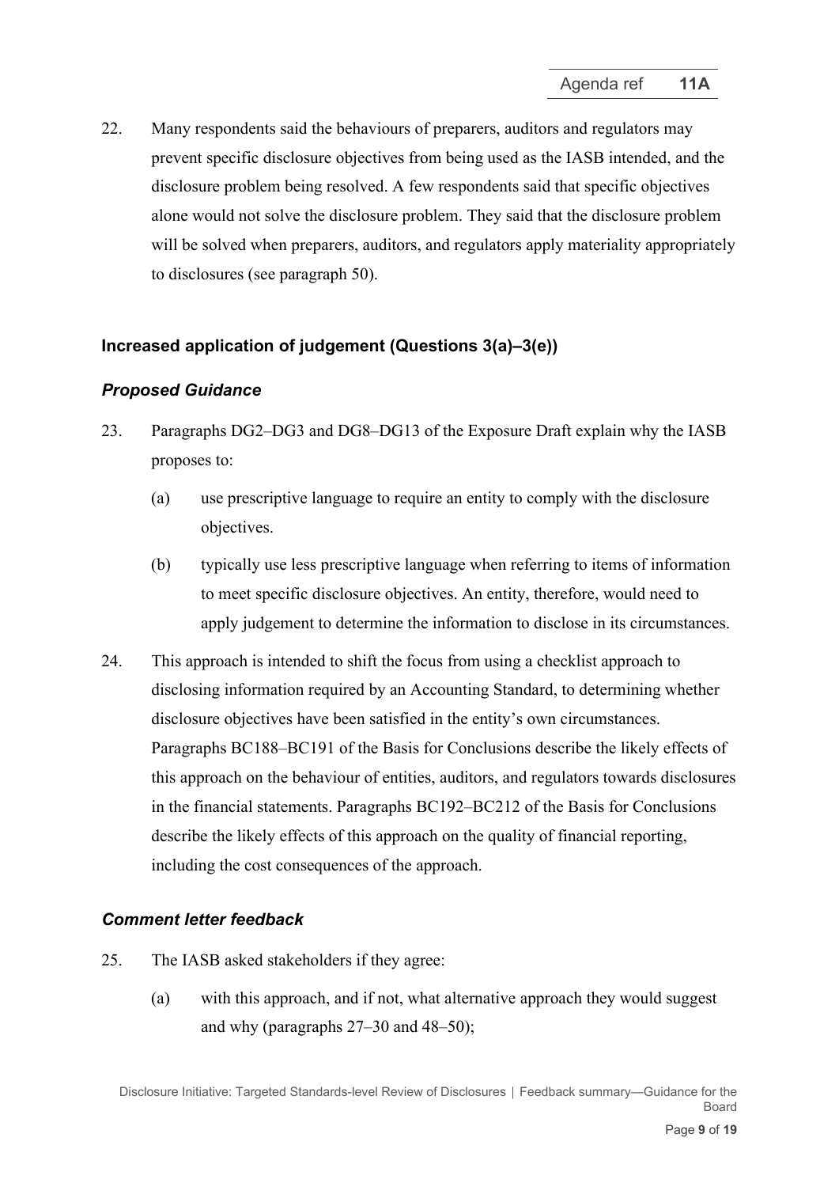22. Many respondents said the behaviours of preparers, auditors and regulators may prevent specific disclosure objectives from being used as the IASB intended, and the disclosure problem being resolved. A few respondents said that specific objectives alone would not solve the disclosure problem. They said that the disclosure problem will be solved when preparers, auditors, and regulators apply materiality appropriately to disclosures (see paragraph 50).

### Increased application of judgement (Questions 3(a)–3(e))

#### *Proposed Guidance*

23. Paragraphs DG2–DG3 and DG8–DG13 of the Exposure Draft explain why the IASB proposes to:

    (a) use prescriptive language to require an entity to comply with the disclosure objectives.

    (b) typically use less prescriptive language when referring to items of information to meet specific disclosure objectives. An entity, therefore, would need to apply judgement to determine the information to disclose in its circumstances.

24. This approach is intended to shift the focus from using a checklist approach to disclosing information required by an Accounting Standard, to determining whether disclosure objectives have been satisfied in the entity's own circumstances. Paragraphs BC188–BC191 of the Basis for Conclusions describe the likely effects of this approach on the behaviour of entities, auditors, and regulators towards disclosures in the financial statements. Paragraphs BC192–BC212 of the Basis for Conclusions describe the likely effects of this approach on the quality of financial reporting, including the cost consequences of the approach.

#### *Comment letter feedback*

25. The IASB asked stakeholders if they agree:

    (a) with this approach, and if not, what alternative approach they would suggest and why (paragraphs 27–30 and 48–50);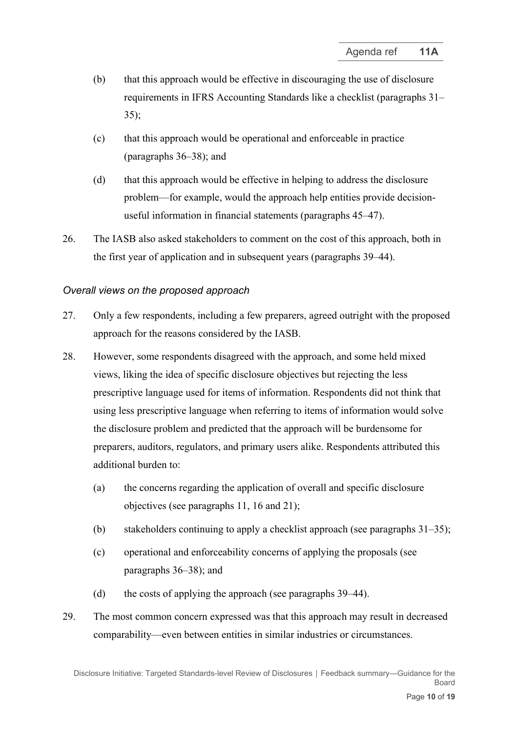(b) that this approach would be effective in discouraging the use of disclosure requirements in IFRS Accounting Standards like a checklist (paragraphs 31–35);

(c) that this approach would be operational and enforceable in practice (paragraphs 36–38); and

(d) that this approach would be effective in helping to address the disclosure problem—for example, would the approach help entities provide decision-useful information in financial statements (paragraphs 45–47).

26. The IASB also asked stakeholders to comment on the cost of this approach, both in the first year of application and in subsequent years (paragraphs 39–44).

### *Overall views on the proposed approach*

27. Only a few respondents, including a few preparers, agreed outright with the proposed approach for the reasons considered by the IASB.

28. However, some respondents disagreed with the approach, and some held mixed views, liking the idea of specific disclosure objectives but rejecting the less prescriptive language used for items of information. Respondents did not think that using less prescriptive language when referring to items of information would solve the disclosure problem and predicted that the approach will be burdensome for preparers, auditors, regulators, and primary users alike. Respondents attributed this additional burden to:

    (a) the concerns regarding the application of overall and specific disclosure objectives (see paragraphs 11, 16 and 21);

    (b) stakeholders continuing to apply a checklist approach (see paragraphs 31–35);

    (c) operational and enforceability concerns of applying the proposals (see paragraphs 36–38); and

    (d) the costs of applying the approach (see paragraphs 39–44).

29. The most common concern expressed was that this approach may result in decreased comparability—even between entities in similar industries or circumstances.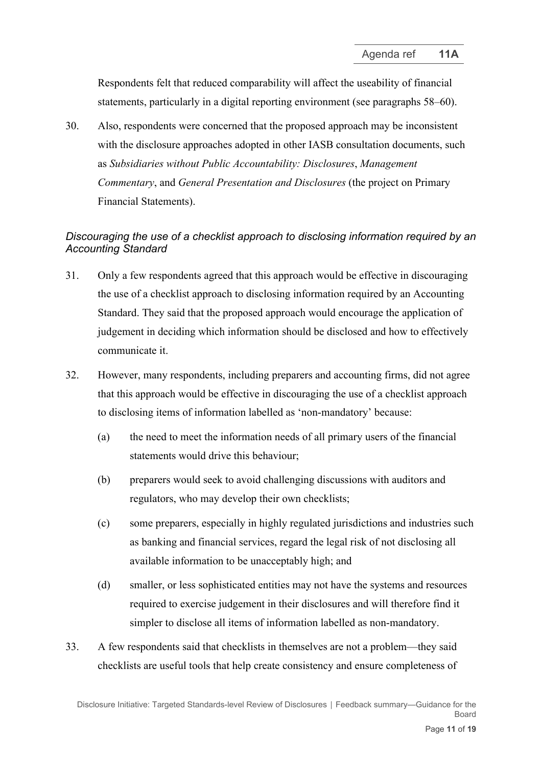Respondents felt that reduced comparability will affect the useability of financial statements, particularly in a digital reporting environment (see paragraphs 58–60).

30. Also, respondents were concerned that the proposed approach may be inconsistent with the disclosure approaches adopted in other IASB consultation documents, such as *Subsidiaries without Public Accountability: Disclosures*, *Management Commentary*, and *General Presentation and Disclosures* (the project on Primary Financial Statements).

### *Discouraging the use of a checklist approach to disclosing information required by an Accounting Standard*

31. Only a few respondents agreed that this approach would be effective in discouraging the use of a checklist approach to disclosing information required by an Accounting Standard. They said that the proposed approach would encourage the application of judgement in deciding which information should be disclosed and how to effectively communicate it.

32. However, many respondents, including preparers and accounting firms, did not agree that this approach would be effective in discouraging the use of a checklist approach to disclosing items of information labelled as 'non-mandatory' because:

    (a) the need to meet the information needs of all primary users of the financial statements would drive this behaviour;

    (b) preparers would seek to avoid challenging discussions with auditors and regulators, who may develop their own checklists;

    (c) some preparers, especially in highly regulated jurisdictions and industries such as banking and financial services, regard the legal risk of not disclosing all available information to be unacceptably high; and

    (d) smaller, or less sophisticated entities may not have the systems and resources required to exercise judgement in their disclosures and will therefore find it simpler to disclose all items of information labelled as non-mandatory.

33. A few respondents said that checklists in themselves are not a problem—they said checklists are useful tools that help create consistency and ensure completeness of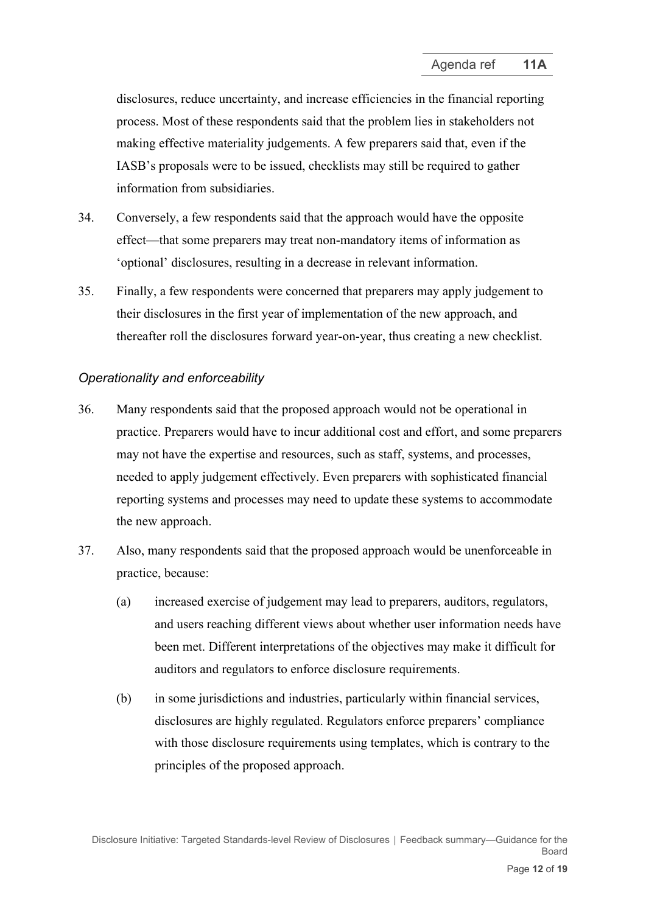disclosures, reduce uncertainty, and increase efficiencies in the financial reporting process. Most of these respondents said that the problem lies in stakeholders not making effective materiality judgements. A few preparers said that, even if the IASB's proposals were to be issued, checklists may still be required to gather information from subsidiaries.

34. Conversely, a few respondents said that the approach would have the opposite effect—that some preparers may treat non-mandatory items of information as 'optional' disclosures, resulting in a decrease in relevant information.

35. Finally, a few respondents were concerned that preparers may apply judgement to their disclosures in the first year of implementation of the new approach, and thereafter roll the disclosures forward year-on-year, thus creating a new checklist.

*Operationality and enforceability*

36. Many respondents said that the proposed approach would not be operational in practice. Preparers would have to incur additional cost and effort, and some preparers may not have the expertise and resources, such as staff, systems, and processes, needed to apply judgement effectively. Even preparers with sophisticated financial reporting systems and processes may need to update these systems to accommodate the new approach.

37. Also, many respondents said that the proposed approach would be unenforceable in practice, because:

    (a) increased exercise of judgement may lead to preparers, auditors, regulators, and users reaching different views about whether user information needs have been met. Different interpretations of the objectives may make it difficult for auditors and regulators to enforce disclosure requirements.

    (b) in some jurisdictions and industries, particularly within financial services, disclosures are highly regulated. Regulators enforce preparers' compliance with those disclosure requirements using templates, which is contrary to the principles of the proposed approach.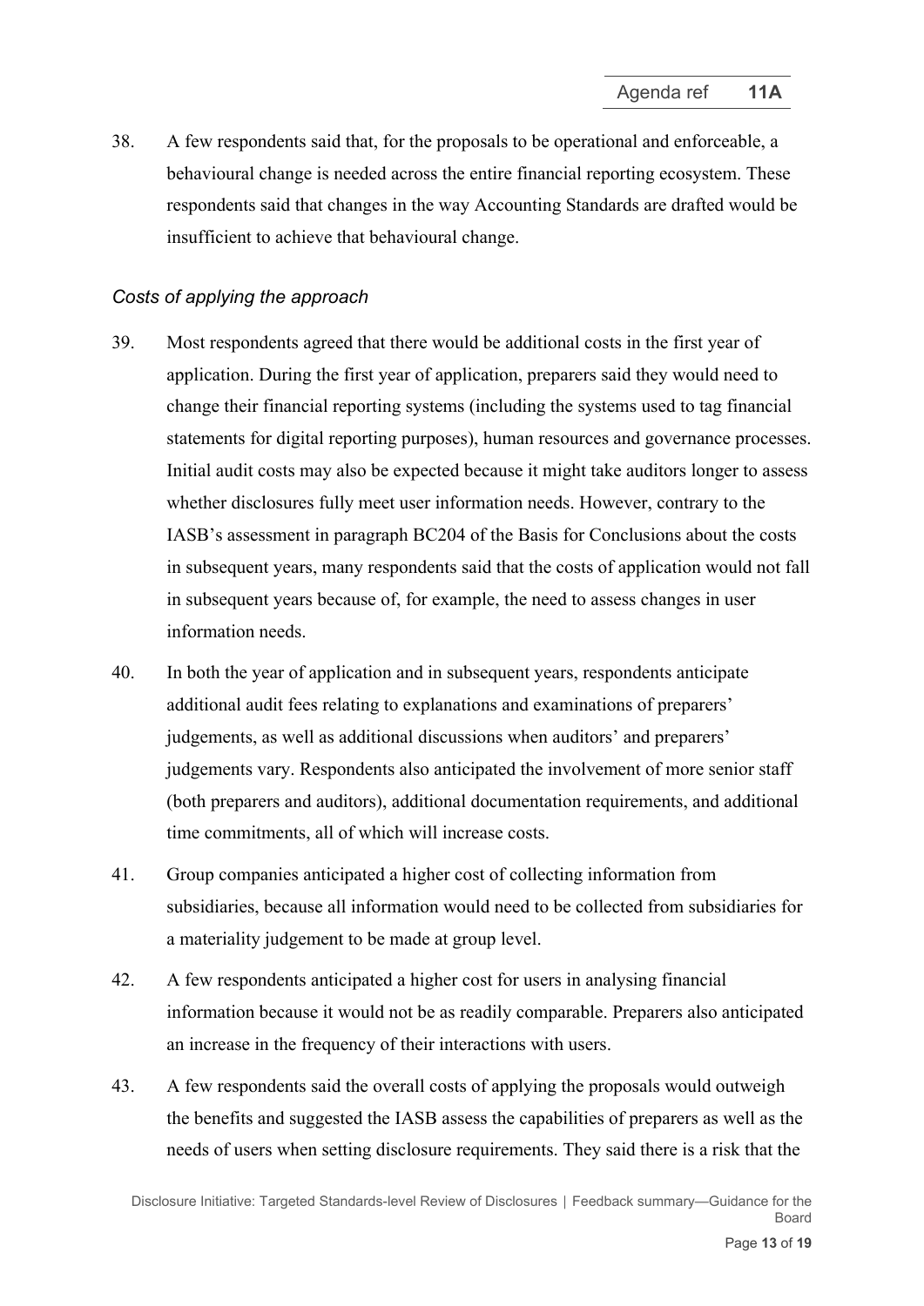38. A few respondents said that, for the proposals to be operational and enforceable, a behavioural change is needed across the entire financial reporting ecosystem. These respondents said that changes in the way Accounting Standards are drafted would be insufficient to achieve that behavioural change.

*Costs of applying the approach*

39. Most respondents agreed that there would be additional costs in the first year of application. During the first year of application, preparers said they would need to change their financial reporting systems (including the systems used to tag financial statements for digital reporting purposes), human resources and governance processes. Initial audit costs may also be expected because it might take auditors longer to assess whether disclosures fully meet user information needs. However, contrary to the IASB's assessment in paragraph BC204 of the Basis for Conclusions about the costs in subsequent years, many respondents said that the costs of application would not fall in subsequent years because of, for example, the need to assess changes in user information needs.

40. In both the year of application and in subsequent years, respondents anticipate additional audit fees relating to explanations and examinations of preparers' judgements, as well as additional discussions when auditors' and preparers' judgements vary. Respondents also anticipated the involvement of more senior staff (both preparers and auditors), additional documentation requirements, and additional time commitments, all of which will increase costs.

41. Group companies anticipated a higher cost of collecting information from subsidiaries, because all information would need to be collected from subsidiaries for a materiality judgement to be made at group level.

42. A few respondents anticipated a higher cost for users in analysing financial information because it would not be as readily comparable. Preparers also anticipated an increase in the frequency of their interactions with users.

43. A few respondents said the overall costs of applying the proposals would outweigh the benefits and suggested the IASB assess the capabilities of preparers as well as the needs of users when setting disclosure requirements. They said there is a risk that the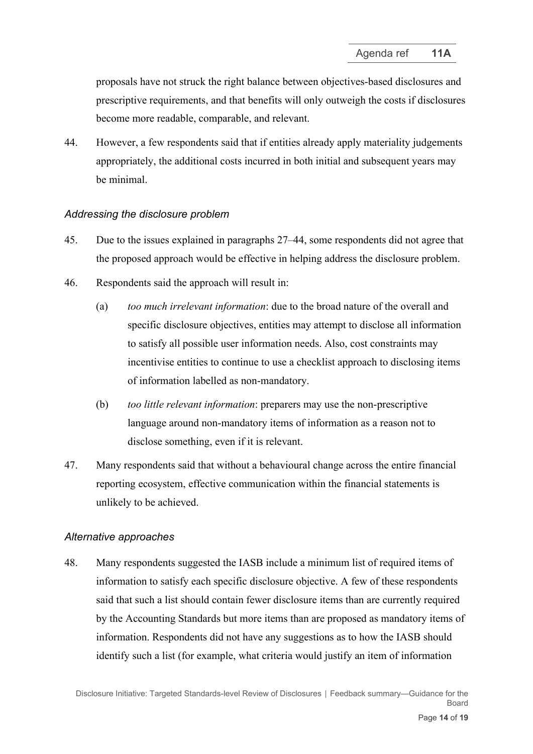proposals have not struck the right balance between objectives-based disclosures and prescriptive requirements, and that benefits will only outweigh the costs if disclosures become more readable, comparable, and relevant.

44. However, a few respondents said that if entities already apply materiality judgements appropriately, the additional costs incurred in both initial and subsequent years may be minimal.

### *Addressing the disclosure problem*

45. Due to the issues explained in paragraphs 27–44, some respondents did not agree that the proposed approach would be effective in helping address the disclosure problem.

46. Respondents said the approach will result in:

    (a) *too much irrelevant information*: due to the broad nature of the overall and specific disclosure objectives, entities may attempt to disclose all information to satisfy all possible user information needs. Also, cost constraints may incentivise entities to continue to use a checklist approach to disclosing items of information labelled as non-mandatory.

    (b) *too little relevant information*: preparers may use the non-prescriptive language around non-mandatory items of information as a reason not to disclose something, even if it is relevant.

47. Many respondents said that without a behavioural change across the entire financial reporting ecosystem, effective communication within the financial statements is unlikely to be achieved.

### *Alternative approaches*

48. Many respondents suggested the IASB include a minimum list of required items of information to satisfy each specific disclosure objective. A few of these respondents said that such a list should contain fewer disclosure items than are currently required by the Accounting Standards but more items than are proposed as mandatory items of information. Respondents did not have any suggestions as to how the IASB should identify such a list (for example, what criteria would justify an item of information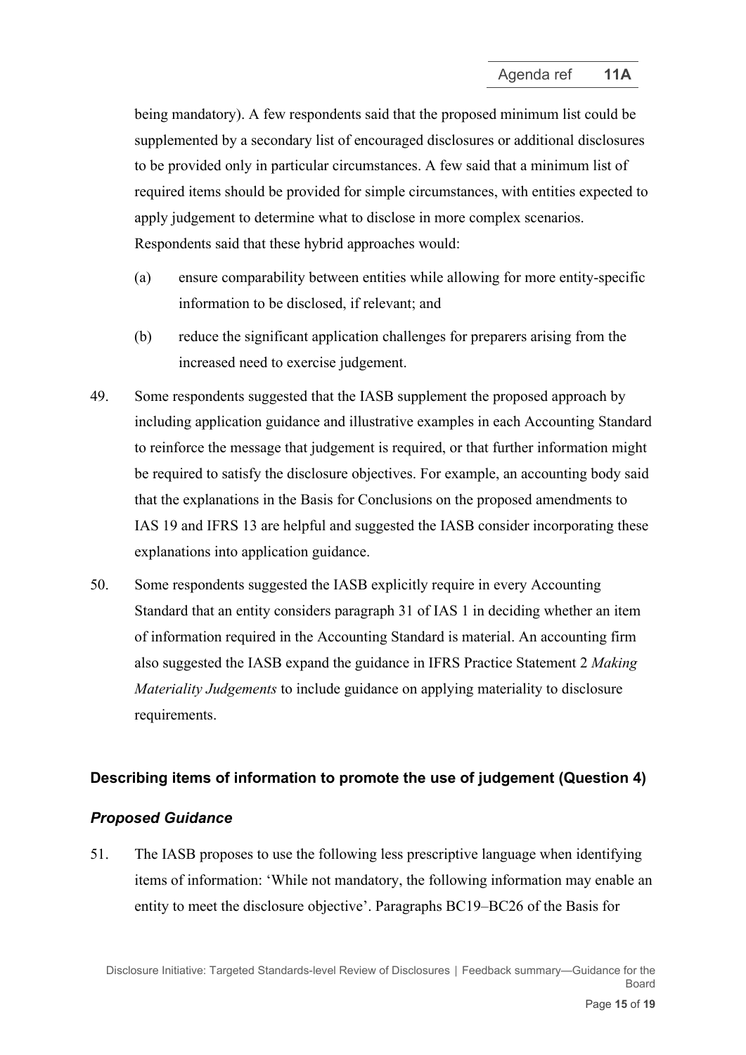being mandatory). A few respondents said that the proposed minimum list could be supplemented by a secondary list of encouraged disclosures or additional disclosures to be provided only in particular circumstances. A few said that a minimum list of required items should be provided for simple circumstances, with entities expected to apply judgement to determine what to disclose in more complex scenarios. Respondents said that these hybrid approaches would:

(a) ensure comparability between entities while allowing for more entity-specific information to be disclosed, if relevant; and

(b) reduce the significant application challenges for preparers arising from the increased need to exercise judgement.

49. Some respondents suggested that the IASB supplement the proposed approach by including application guidance and illustrative examples in each Accounting Standard to reinforce the message that judgement is required, or that further information might be required to satisfy the disclosure objectives. For example, an accounting body said that the explanations in the Basis for Conclusions on the proposed amendments to IAS 19 and IFRS 13 are helpful and suggested the IASB consider incorporating these explanations into application guidance.

50. Some respondents suggested the IASB explicitly require in every Accounting Standard that an entity considers paragraph 31 of IAS 1 in deciding whether an item of information required in the Accounting Standard is material. An accounting firm also suggested the IASB expand the guidance in IFRS Practice Statement 2 *Making Materiality Judgements* to include guidance on applying materiality to disclosure requirements.

## Describing items of information to promote the use of judgement (Question 4)

### *Proposed Guidance*

51. The IASB proposes to use the following less prescriptive language when identifying items of information: 'While not mandatory, the following information may enable an entity to meet the disclosure objective'. Paragraphs BC19–BC26 of the Basis for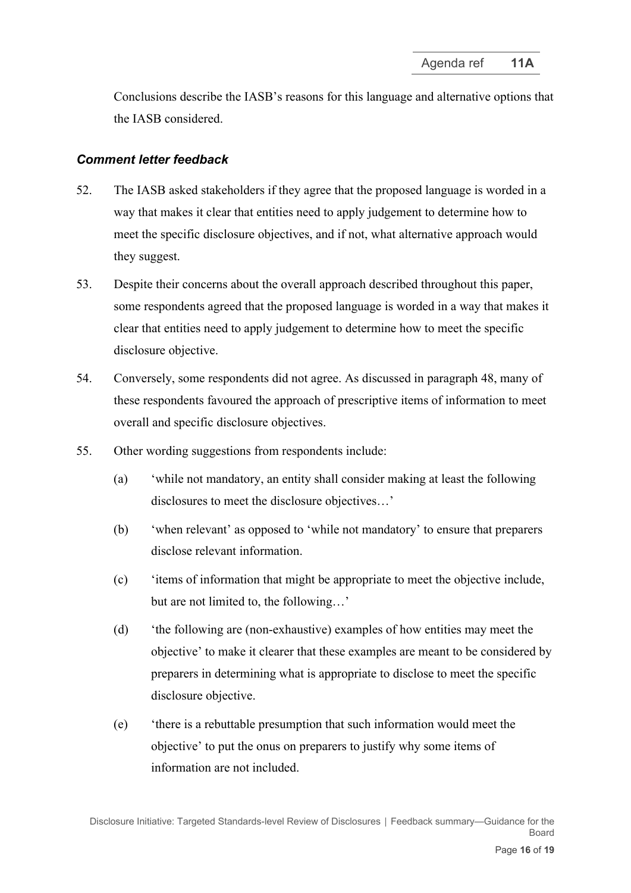Conclusions describe the IASB's reasons for this language and alternative options that the IASB considered.

### *Comment letter feedback*

52. The IASB asked stakeholders if they agree that the proposed language is worded in a way that makes it clear that entities need to apply judgement to determine how to meet the specific disclosure objectives, and if not, what alternative approach would they suggest.

53. Despite their concerns about the overall approach described throughout this paper, some respondents agreed that the proposed language is worded in a way that makes it clear that entities need to apply judgement to determine how to meet the specific disclosure objective.

54. Conversely, some respondents did not agree. As discussed in paragraph 48, many of these respondents favoured the approach of prescriptive items of information to meet overall and specific disclosure objectives.

55. Other wording suggestions from respondents include:

    (a) 'while not mandatory, an entity shall consider making at least the following disclosures to meet the disclosure objectives…'

    (b) 'when relevant' as opposed to 'while not mandatory' to ensure that preparers disclose relevant information.

    (c) 'items of information that might be appropriate to meet the objective include, but are not limited to, the following…'

    (d) 'the following are (non-exhaustive) examples of how entities may meet the objective' to make it clearer that these examples are meant to be considered by preparers in determining what is appropriate to disclose to meet the specific disclosure objective.

    (e) 'there is a rebuttable presumption that such information would meet the objective' to put the onus on preparers to justify why some items of information are not included.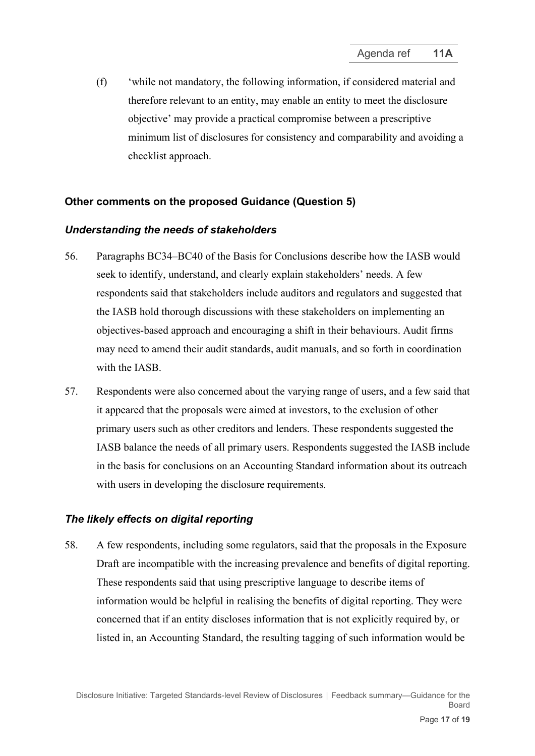(f) 'while not mandatory, the following information, if considered material and therefore relevant to an entity, may enable an entity to meet the disclosure objective' may provide a practical compromise between a prescriptive minimum list of disclosures for consistency and comparability and avoiding a checklist approach.

### Other comments on the proposed Guidance (Question 5)

#### *Understanding the needs of stakeholders*

56. Paragraphs BC34–BC40 of the Basis for Conclusions describe how the IASB would seek to identify, understand, and clearly explain stakeholders' needs. A few respondents said that stakeholders include auditors and regulators and suggested that the IASB hold thorough discussions with these stakeholders on implementing an objectives-based approach and encouraging a shift in their behaviours. Audit firms may need to amend their audit standards, audit manuals, and so forth in coordination with the IASB.

57. Respondents were also concerned about the varying range of users, and a few said that it appeared that the proposals were aimed at investors, to the exclusion of other primary users such as other creditors and lenders. These respondents suggested the IASB balance the needs of all primary users. Respondents suggested the IASB include in the basis for conclusions on an Accounting Standard information about its outreach with users in developing the disclosure requirements.

#### *The likely effects on digital reporting*

58. A few respondents, including some regulators, said that the proposals in the Exposure Draft are incompatible with the increasing prevalence and benefits of digital reporting. These respondents said that using prescriptive language to describe items of information would be helpful in realising the benefits of digital reporting. They were concerned that if an entity discloses information that is not explicitly required by, or listed in, an Accounting Standard, the resulting tagging of such information would be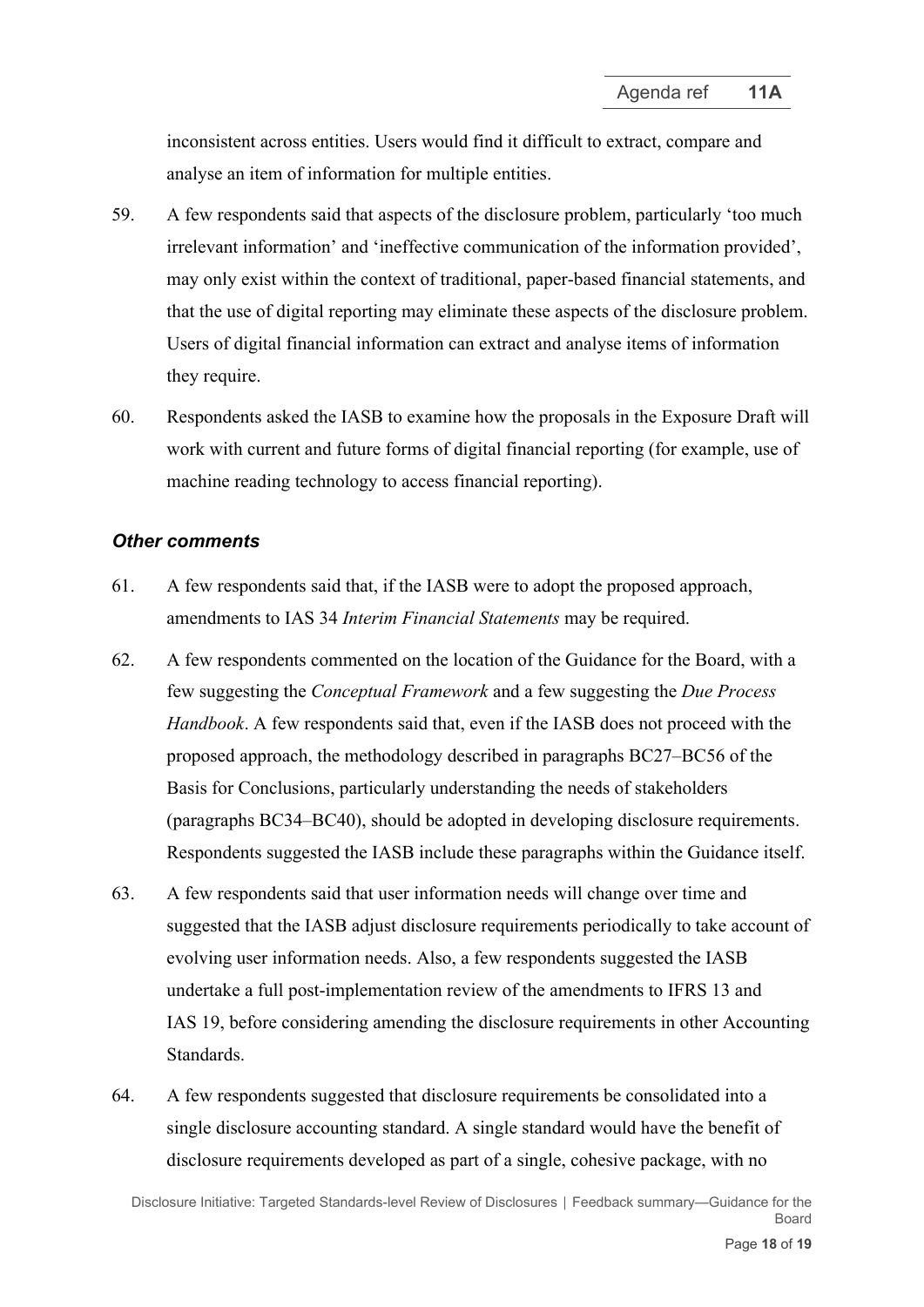inconsistent across entities. Users would find it difficult to extract, compare and analyse an item of information for multiple entities.

59. A few respondents said that aspects of the disclosure problem, particularly 'too much irrelevant information' and 'ineffective communication of the information provided', may only exist within the context of traditional, paper-based financial statements, and that the use of digital reporting may eliminate these aspects of the disclosure problem. Users of digital financial information can extract and analyse items of information they require.

60. Respondents asked the IASB to examine how the proposals in the Exposure Draft will work with current and future forms of digital financial reporting (for example, use of machine reading technology to access financial reporting).

### *Other comments*

61. A few respondents said that, if the IASB were to adopt the proposed approach, amendments to IAS 34 *Interim Financial Statements* may be required.

62. A few respondents commented on the location of the Guidance for the Board, with a few suggesting the *Conceptual Framework* and a few suggesting the *Due Process Handbook*. A few respondents said that, even if the IASB does not proceed with the proposed approach, the methodology described in paragraphs BC27–BC56 of the Basis for Conclusions, particularly understanding the needs of stakeholders (paragraphs BC34–BC40), should be adopted in developing disclosure requirements. Respondents suggested the IASB include these paragraphs within the Guidance itself.

63. A few respondents said that user information needs will change over time and suggested that the IASB adjust disclosure requirements periodically to take account of evolving user information needs. Also, a few respondents suggested the IASB undertake a full post-implementation review of the amendments to IFRS 13 and IAS 19, before considering amending the disclosure requirements in other Accounting Standards.

64. A few respondents suggested that disclosure requirements be consolidated into a single disclosure accounting standard. A single standard would have the benefit of disclosure requirements developed as part of a single, cohesive package, with no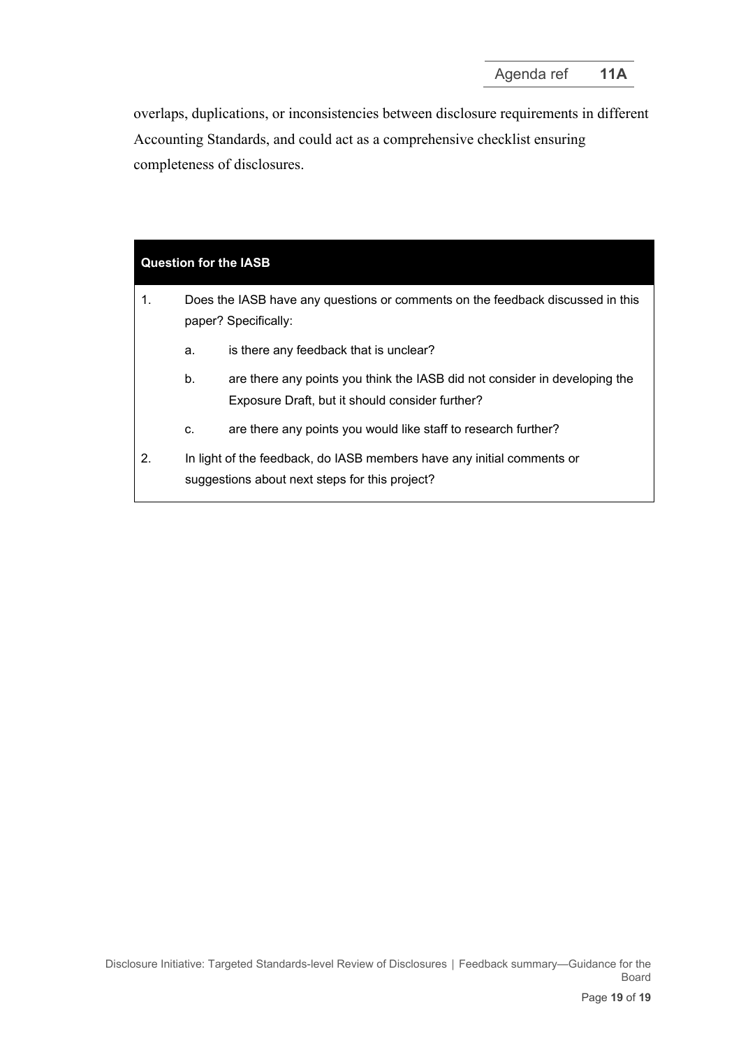overlaps, duplications, or inconsistencies between disclosure requirements in different Accounting Standards, and could act as a comprehensive checklist ensuring completeness of disclosures.

**Question for the IASB**

1. Does the IASB have any questions or comments on the feedback discussed in this paper? Specifically:
   a. is there any feedback that is unclear?
   b. are there any points you think the IASB did not consider in developing the Exposure Draft, but it should consider further?
   c. are there any points you would like staff to research further?
2. In light of the feedback, do IASB members have any initial comments or suggestions about next steps for this project?